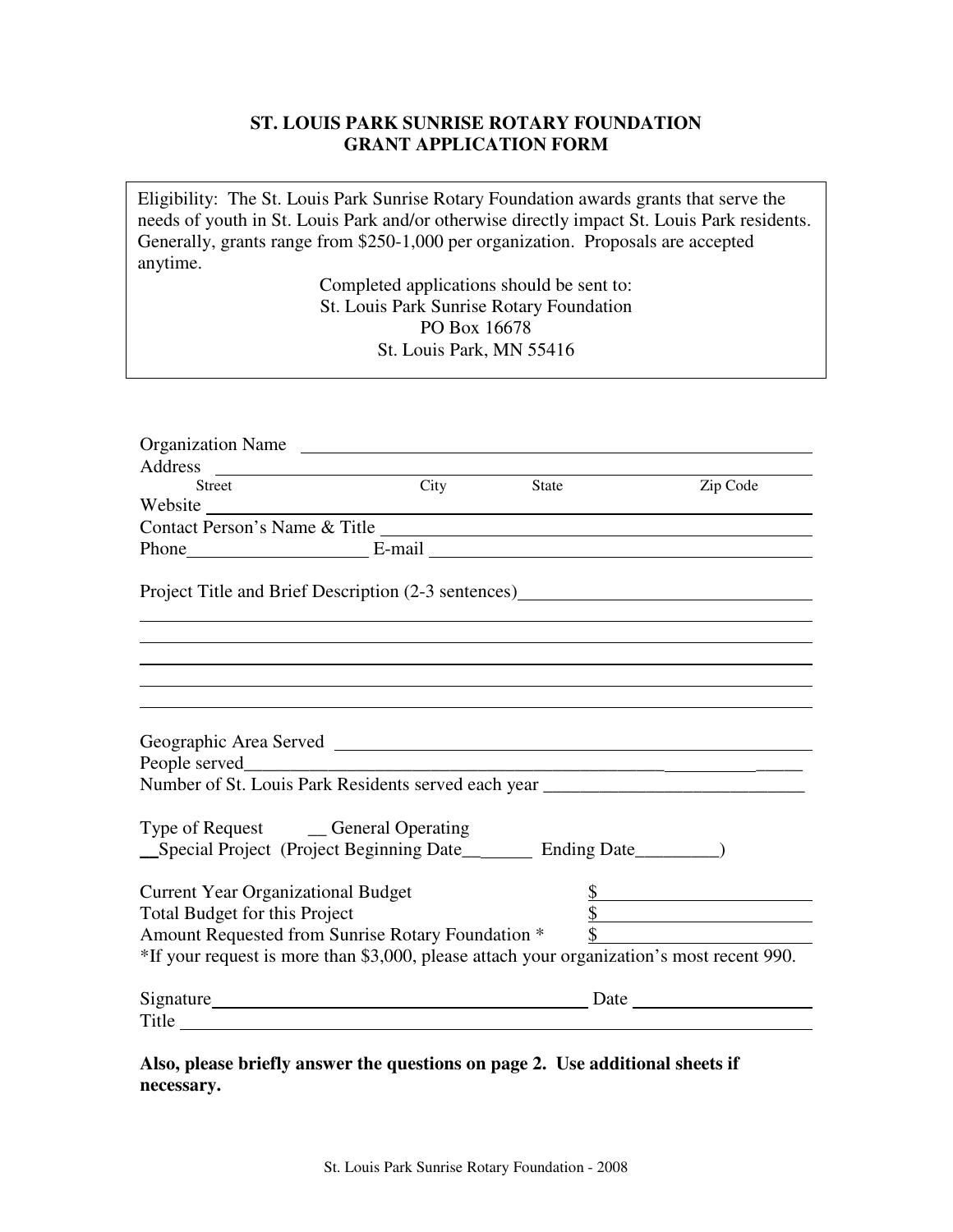# ST. LOUIS PARK SUNRISE ROTARY FOUNDATION
# GRANT APPLICATION FORM

Eligibility: The St. Louis Park Sunrise Rotary Foundation awards grants that serve the needs of youth in St. Louis Park and/or otherwise directly impact St. Louis Park residents. Generally, grants range from $250-1,000 per organization. Proposals are accepted anytime.

Completed applications should be sent to:
St. Louis Park Sunrise Rotary Foundation
PO Box 16678
St. Louis Park, MN 55416

Organization Name ____________________________________________

Address ____________________________________________
Street City State Zip Code

Website ____________________________________________

Contact Person's Name & Title ____________________________________________

Phone____________________ E-mail ____________________________________________

Project Title and Brief Description (2-3 sentences)________________________________

____________________________________________

____________________________________________

____________________________________________

____________________________________________

____________________________________________

Geographic Area Served ____________________________________________

People served____________________________________________

Number of St. Louis Park Residents served each year ____________________________

Type of Request __ General Operating

__Special Project (Project Beginning Date________ Ending Date_________)

Current Year Organizational Budget $____________________

Total Budget for this Project $____________________

Amount Requested from Sunrise Rotary Foundation * $____________________

*If your request is more than $3,000, please attach your organization's most recent 990.

Signature________________________________________ Date ____________________

Title ____________________________________________

**Also, please briefly answer the questions on page 2. Use additional sheets if necessary.**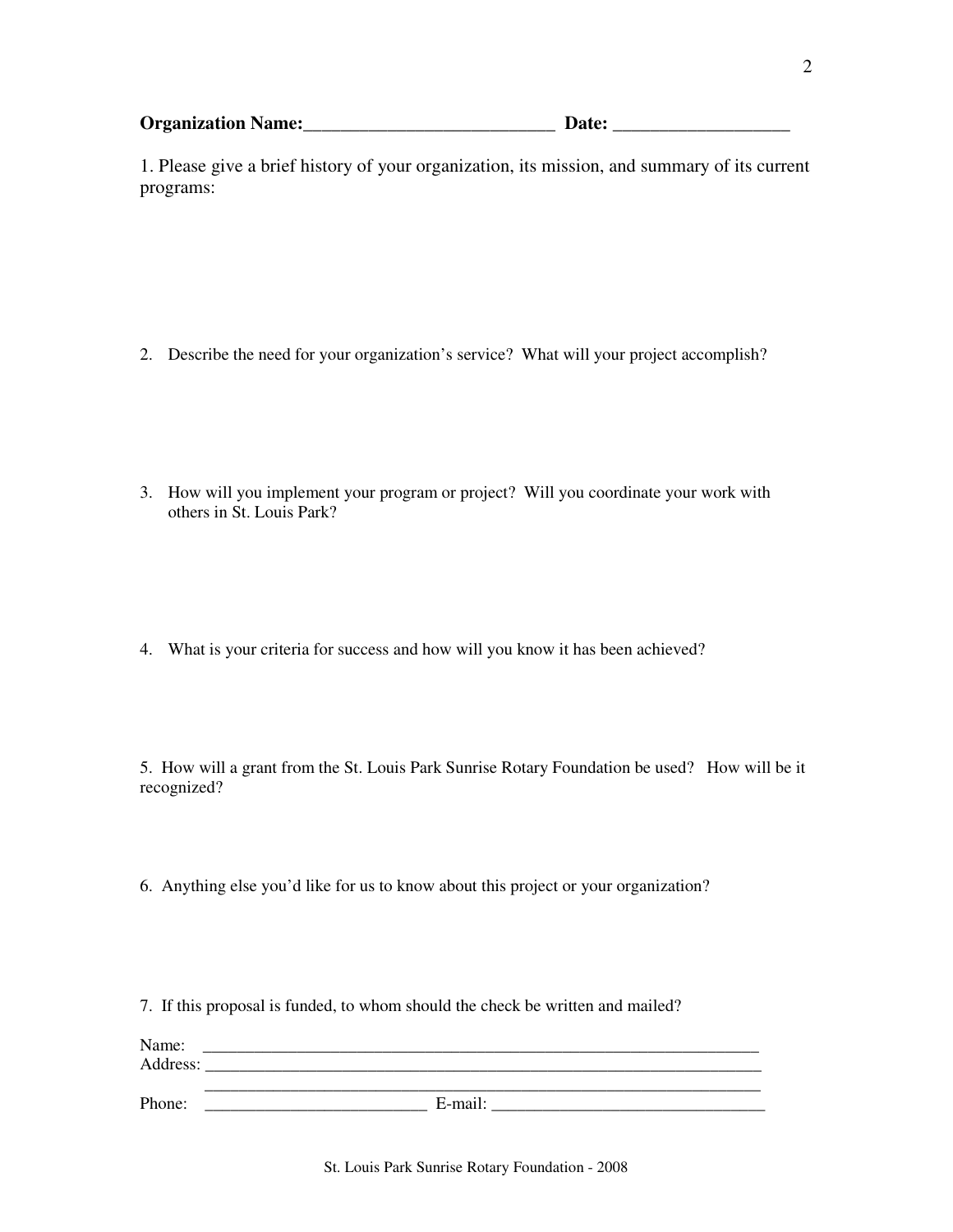**Organization Name:**\_\_\_\_\_\_\_\_\_\_\_\_\_\_\_\_\_\_\_\_\_\_\_\_\_\_\_\_ **Date:** \_\_\_\_\_\_\_\_\_\_\_\_\_\_\_\_\_\_\_

1. Please give a brief history of your organization, its mission, and summary of its current programs:

2. Describe the need for your organization's service? What will your project accomplish?

3. How will you implement your program or project? Will you coordinate your work with others in St. Louis Park?

4. What is your criteria for success and how will you know it has been achieved?

5. How will a grant from the St. Louis Park Sunrise Rotary Foundation be used? How will be it recognized?

6. Anything else you'd like for us to know about this project or your organization?

7. If this proposal is funded, to whom should the check be written and mailed?

Name: \_\_\_\_\_\_\_\_\_\_\_\_\_\_\_\_\_\_\_\_\_\_\_\_\_\_\_\_\_\_\_\_\_\_\_\_\_\_\_\_\_\_\_\_\_\_\_\_\_\_\_\_\_\_\_\_\_\_\_\_\_\_\_\_\_\_

Address: \_\_\_\_\_\_\_\_\_\_\_\_\_\_\_\_\_\_\_\_\_\_\_\_\_\_\_\_\_\_\_\_\_\_\_\_\_\_\_\_\_\_\_\_\_\_\_\_\_\_\_\_\_\_\_\_\_\_\_\_\_\_\_\_\_\_

\_\_\_\_\_\_\_\_\_\_\_\_\_\_\_\_\_\_\_\_\_\_\_\_\_\_\_\_\_\_\_\_\_\_\_\_\_\_\_\_\_\_\_\_\_\_\_\_\_\_\_\_\_\_\_\_\_\_\_\_\_\_\_\_\_\_

Phone: \_\_\_\_\_\_\_\_\_\_\_\_\_\_\_\_\_\_\_\_\_\_\_\_\_\_ E-mail: \_\_\_\_\_\_\_\_\_\_\_\_\_\_\_\_\_\_\_\_\_\_\_\_\_\_\_\_\_\_\_\_

St. Louis Park Sunrise Rotary Foundation - 2008